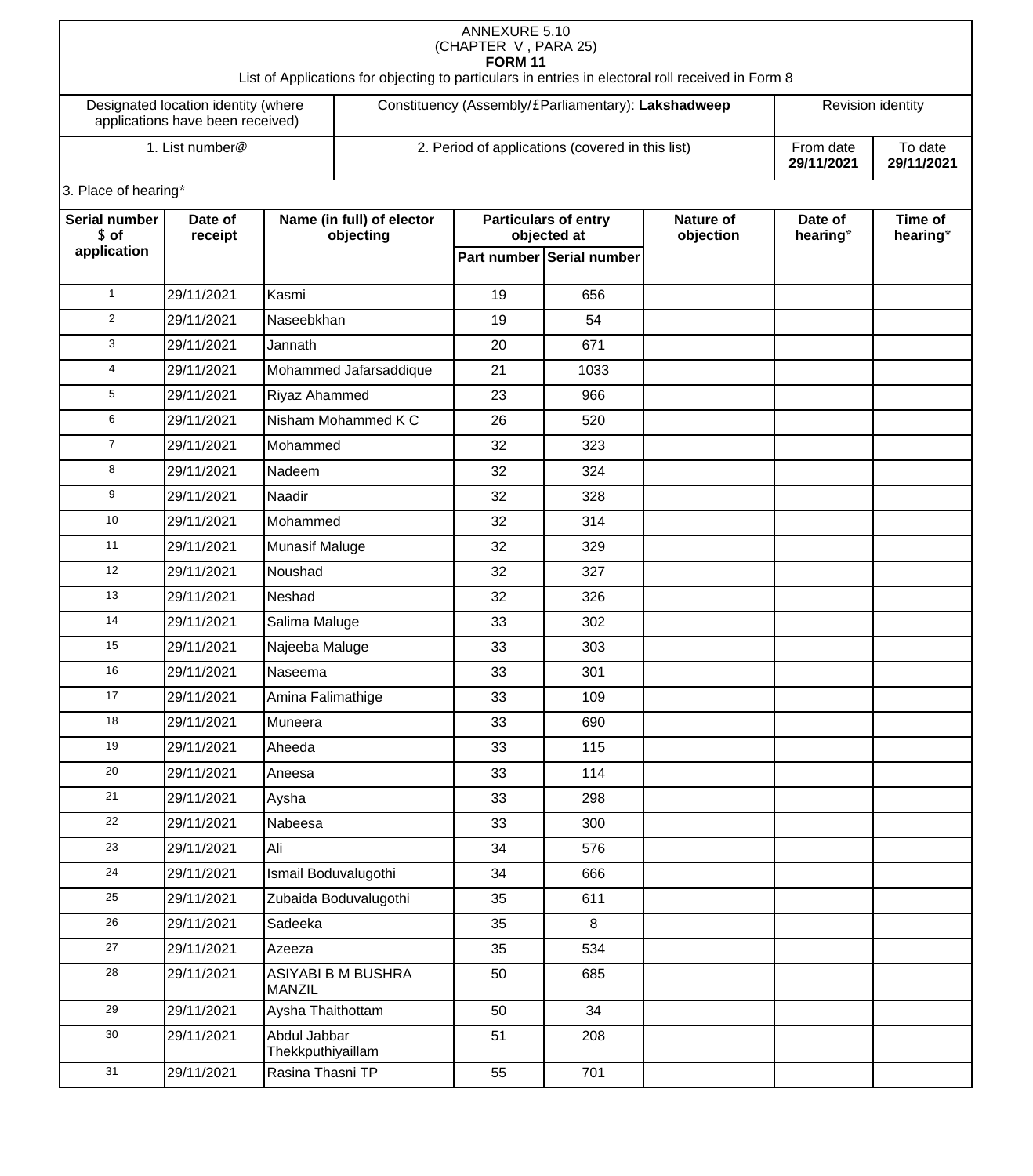ANNEXURE 5.10
(CHAPTER V , PARA 25)
**FORM 11**
List of Applications for objecting to particulars in entries in electoral roll received in Form 8

| Designated location identity (where applications have been received) | Constituency (Assembly/£Parliamentary): **Lakshadweep** | Revision identity | |
|---|---|---|---|
| 1. List number@ | 2. Period of applications (covered in this list) | From date **29/11/2021** | To date **29/11/2021** |

3. Place of hearing*

| Serial number $ of application | Date of receipt | Name (in full) of elector objecting | Particulars of entry objected at | | Nature of objection | Date of hearing* | Time of hearing* |
|---|---|---|---|---|---|---|---|
| | | | Part number | Serial number | | | |
| 1 | 29/11/2021 | Kasmi | 19 | 656 | | | |
| 2 | 29/11/2021 | Naseebkhan | 19 | 54 | | | |
| 3 | 29/11/2021 | Jannath | 20 | 671 | | | |
| 4 | 29/11/2021 | Mohammed Jafarsaddique | 21 | 1033 | | | |
| 5 | 29/11/2021 | Riyaz Ahammed | 23 | 966 | | | |
| 6 | 29/11/2021 | Nisham Mohammed K C | 26 | 520 | | | |
| 7 | 29/11/2021 | Mohammed | 32 | 323 | | | |
| 8 | 29/11/2021 | Nadeem | 32 | 324 | | | |
| 9 | 29/11/2021 | Naadir | 32 | 328 | | | |
| 10 | 29/11/2021 | Mohammed | 32 | 314 | | | |
| 11 | 29/11/2021 | Munasif Maluge | 32 | 329 | | | |
| 12 | 29/11/2021 | Noushad | 32 | 327 | | | |
| 13 | 29/11/2021 | Neshad | 32 | 326 | | | |
| 14 | 29/11/2021 | Salima Maluge | 33 | 302 | | | |
| 15 | 29/11/2021 | Najeeba Maluge | 33 | 303 | | | |
| 16 | 29/11/2021 | Naseema | 33 | 301 | | | |
| 17 | 29/11/2021 | Amina Falimathige | 33 | 109 | | | |
| 18 | 29/11/2021 | Muneera | 33 | 690 | | | |
| 19 | 29/11/2021 | Aheeda | 33 | 115 | | | |
| 20 | 29/11/2021 | Aneesa | 33 | 114 | | | |
| 21 | 29/11/2021 | Aysha | 33 | 298 | | | |
| 22 | 29/11/2021 | Nabeesa | 33 | 300 | | | |
| 23 | 29/11/2021 | Ali | 34 | 576 | | | |
| 24 | 29/11/2021 | Ismail Boduvalugothi | 34 | 666 | | | |
| 25 | 29/11/2021 | Zubaida Boduvalugothi | 35 | 611 | | | |
| 26 | 29/11/2021 | Sadeeka | 35 | 8 | | | |
| 27 | 29/11/2021 | Azeeza | 35 | 534 | | | |
| 28 | 29/11/2021 | ASIYABI B M BUSHRA MANZIL | 50 | 685 | | | |
| 29 | 29/11/2021 | Aysha Thaithottam | 50 | 34 | | | |
| 30 | 29/11/2021 | Abdul Jabbar Thekkputhiyaillam | 51 | 208 | | | |
| 31 | 29/11/2021 | Rasina Thasni TP | 55 | 701 | | | |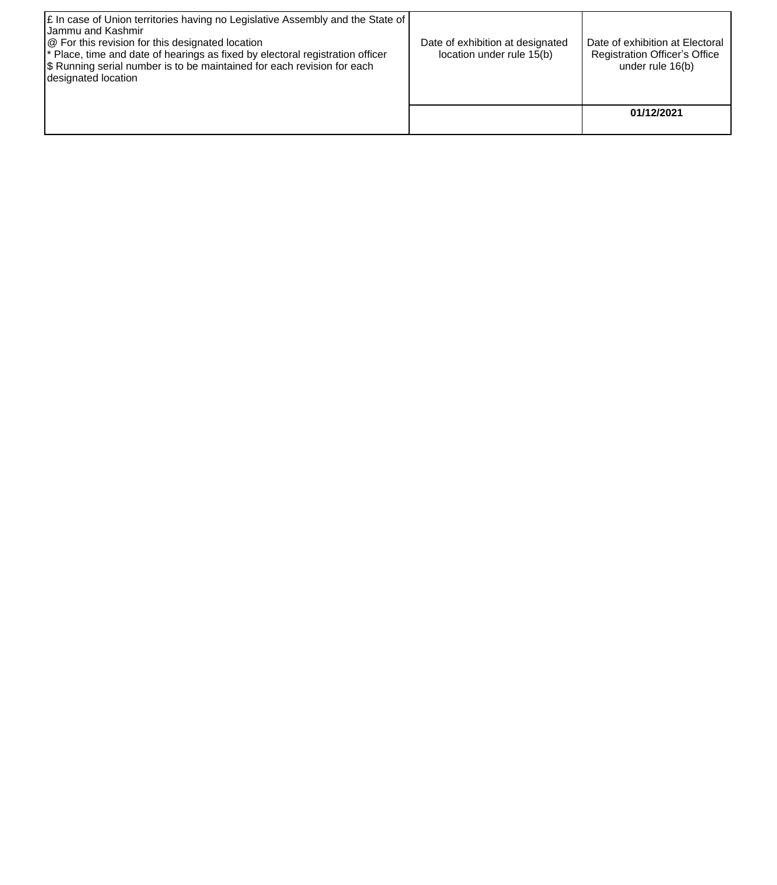| | | |
|---|---|---|
| £ In case of Union territories having no Legislative Assembly and the State of Jammu and Kashmir<br>@ For this revision for this designated location<br>* Place, time and date of hearings as fixed by electoral registration officer<br>$ Running serial number is to be maintained for each revision for each designated location | Date of exhibition at designated location under rule 15(b) | Date of exhibition at Electoral Registration Officer's Office under rule 16(b) |
| | | **01/12/2021** |